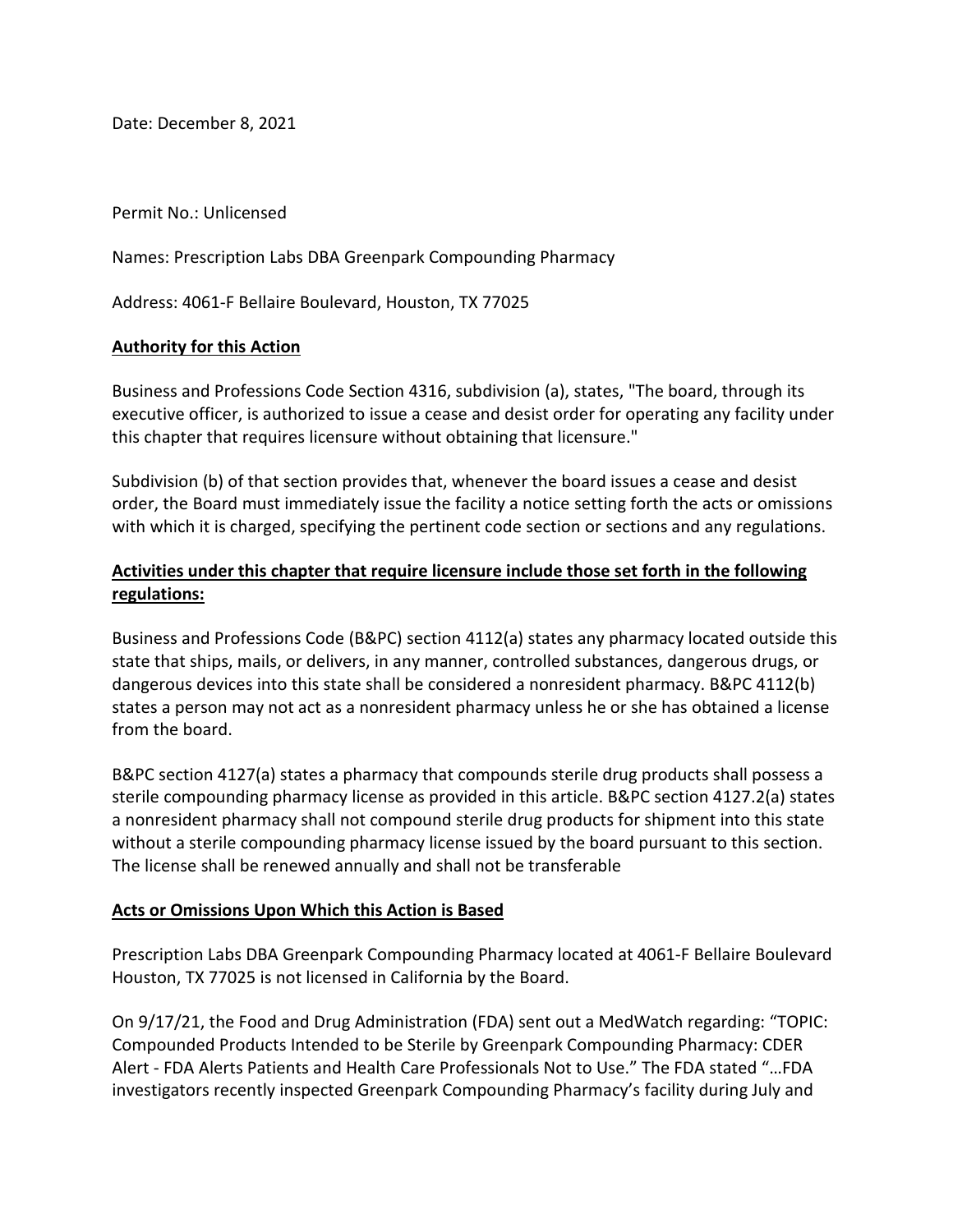Date: December 8, 2021

Permit No.: Unlicensed

Names: Prescription Labs DBA Greenpark Compounding Pharmacy

Address: 4061-F Bellaire Boulevard, Houston, TX 77025

**Authority for this Action**

Business and Professions Code Section 4316, subdivision (a), states, "The board, through its executive officer, is authorized to issue a cease and desist order for operating any facility under this chapter that requires licensure without obtaining that licensure."

Subdivision (b) of that section provides that, whenever the board issues a cease and desist order, the Board must immediately issue the facility a notice setting forth the acts or omissions with which it is charged, specifying the pertinent code section or sections and any regulations.

**Activities under this chapter that require licensure include those set forth in the following regulations:**

Business and Professions Code (B&PC) section 4112(a) states any pharmacy located outside this state that ships, mails, or delivers, in any manner, controlled substances, dangerous drugs, or dangerous devices into this state shall be considered a nonresident pharmacy. B&PC 4112(b) states a person may not act as a nonresident pharmacy unless he or she has obtained a license from the board.

B&PC section 4127(a) states a pharmacy that compounds sterile drug products shall possess a sterile compounding pharmacy license as provided in this article. B&PC section 4127.2(a) states a nonresident pharmacy shall not compound sterile drug products for shipment into this state without a sterile compounding pharmacy license issued by the board pursuant to this section. The license shall be renewed annually and shall not be transferable

**Acts or Omissions Upon Which this Action is Based**

Prescription Labs DBA Greenpark Compounding Pharmacy located at 4061-F Bellaire Boulevard Houston, TX 77025 is not licensed in California by the Board.

On 9/17/21, the Food and Drug Administration (FDA) sent out a MedWatch regarding: "TOPIC: Compounded Products Intended to be Sterile by Greenpark Compounding Pharmacy: CDER Alert - FDA Alerts Patients and Health Care Professionals Not to Use." The FDA stated "…FDA investigators recently inspected Greenpark Compounding Pharmacy's facility during July and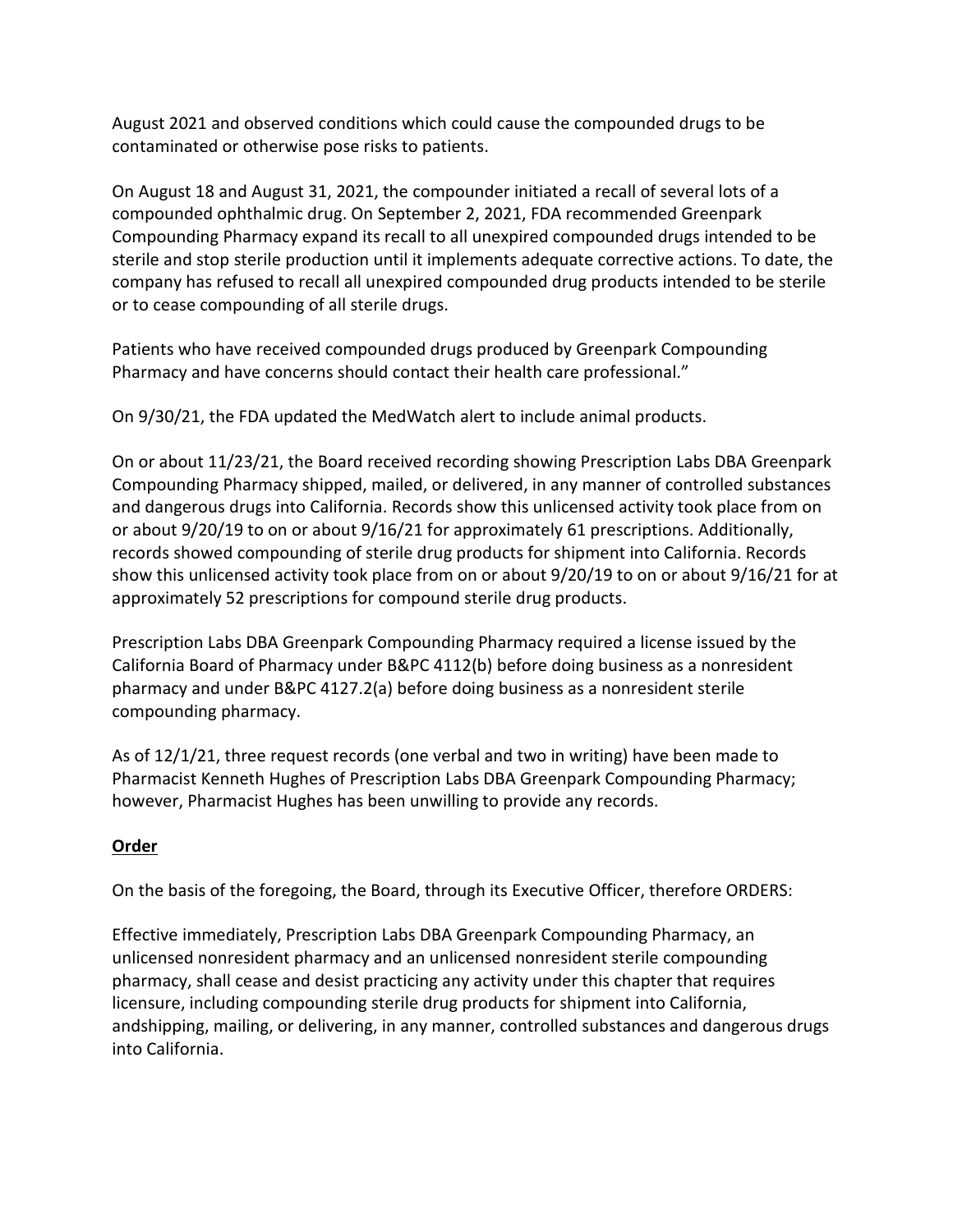August 2021 and observed conditions which could cause the compounded drugs to be contaminated or otherwise pose risks to patients.

On August 18 and August 31, 2021, the compounder initiated a recall of several lots of a compounded ophthalmic drug. On September 2, 2021, FDA recommended Greenpark Compounding Pharmacy expand its recall to all unexpired compounded drugs intended to be sterile and stop sterile production until it implements adequate corrective actions. To date, the company has refused to recall all unexpired compounded drug products intended to be sterile or to cease compounding of all sterile drugs.

Patients who have received compounded drugs produced by Greenpark Compounding Pharmacy and have concerns should contact their health care professional."

On 9/30/21, the FDA updated the MedWatch alert to include animal products.

On or about 11/23/21, the Board received recording showing Prescription Labs DBA Greenpark Compounding Pharmacy shipped, mailed, or delivered, in any manner of controlled substances and dangerous drugs into California. Records show this unlicensed activity took place from on or about 9/20/19 to on or about 9/16/21 for approximately 61 prescriptions. Additionally, records showed compounding of sterile drug products for shipment into California. Records show this unlicensed activity took place from on or about 9/20/19 to on or about 9/16/21 for at approximately 52 prescriptions for compound sterile drug products.

Prescription Labs DBA Greenpark Compounding Pharmacy required a license issued by the California Board of Pharmacy under B&PC 4112(b) before doing business as a nonresident pharmacy and under B&PC 4127.2(a) before doing business as a nonresident sterile compounding pharmacy.

As of 12/1/21, three request records (one verbal and two in writing) have been made to Pharmacist Kenneth Hughes of Prescription Labs DBA Greenpark Compounding Pharmacy; however, Pharmacist Hughes has been unwilling to provide any records.

**Order**

On the basis of the foregoing, the Board, through its Executive Officer, therefore ORDERS:

Effective immediately, Prescription Labs DBA Greenpark Compounding Pharmacy, an unlicensed nonresident pharmacy and an unlicensed nonresident sterile compounding pharmacy, shall cease and desist practicing any activity under this chapter that requires licensure, including compounding sterile drug products for shipment into California, andshipping, mailing, or delivering, in any manner, controlled substances and dangerous drugs into California.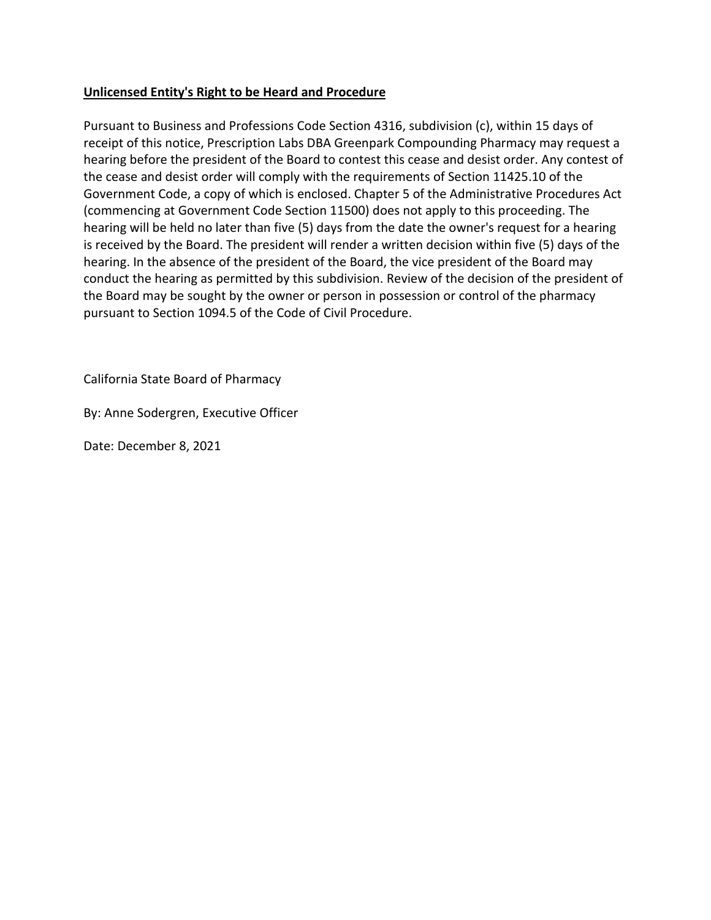**Unlicensed Entity's Right to be Heard and Procedure**

Pursuant to Business and Professions Code Section 4316, subdivision (c), within 15 days of receipt of this notice, Prescription Labs DBA Greenpark Compounding Pharmacy may request a hearing before the president of the Board to contest this cease and desist order. Any contest of the cease and desist order will comply with the requirements of Section 11425.10 of the Government Code, a copy of which is enclosed. Chapter 5 of the Administrative Procedures Act (commencing at Government Code Section 11500) does not apply to this proceeding. The hearing will be held no later than five (5) days from the date the owner's request for a hearing is received by the Board. The president will render a written decision within five (5) days of the hearing. In the absence of the president of the Board, the vice president of the Board may conduct the hearing as permitted by this subdivision. Review of the decision of the president of the Board may be sought by the owner or person in possession or control of the pharmacy pursuant to Section 1094.5 of the Code of Civil Procedure.

California State Board of Pharmacy

By: Anne Sodergren, Executive Officer

Date: December 8, 2021